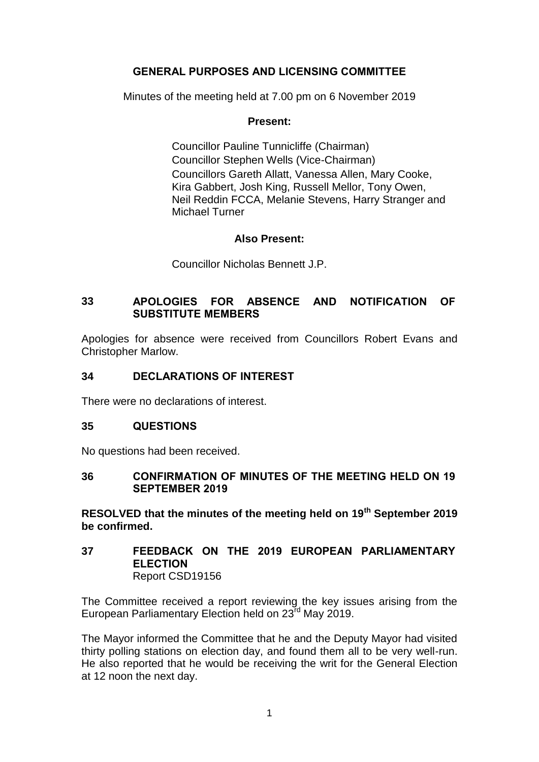# GENERAL PURPOSES AND LICENSING COMMITTEE

Minutes of the meeting held at 7.00 pm on 6 November 2019

**Present:**

Councillor Pauline Tunnicliffe (Chairman)
Councillor Stephen Wells (Vice-Chairman)
Councillors Gareth Allatt, Vanessa Allen, Mary Cooke, Kira Gabbert, Josh King, Russell Mellor, Tony Owen, Neil Reddin FCCA, Melanie Stevens, Harry Stranger and Michael Turner

**Also Present:**

Councillor Nicholas Bennett J.P.

## 33 APOLOGIES FOR ABSENCE AND NOTIFICATION OF SUBSTITUTE MEMBERS

Apologies for absence were received from Councillors Robert Evans and Christopher Marlow.

## 34 DECLARATIONS OF INTEREST

There were no declarations of interest.

## 35 QUESTIONS

No questions had been received.

## 36 CONFIRMATION OF MINUTES OF THE MEETING HELD ON 19 SEPTEMBER 2019

**RESOLVED that the minutes of the meeting held on 19th September 2019 be confirmed.**

## 37 FEEDBACK ON THE 2019 EUROPEAN PARLIAMENTARY ELECTION

Report CSD19156

The Committee received a report reviewing the key issues arising from the European Parliamentary Election held on 23rd May 2019.

The Mayor informed the Committee that he and the Deputy Mayor had visited thirty polling stations on election day, and found them all to be very well-run. He also reported that he would be receiving the writ for the General Election at 12 noon the next day.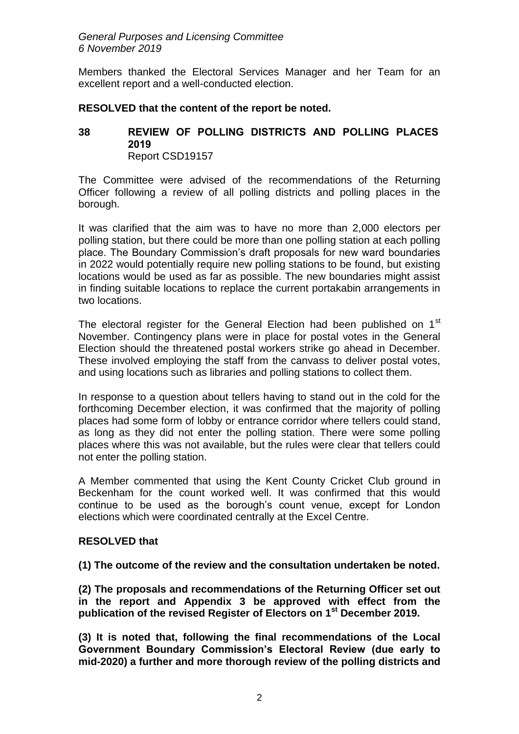Members thanked the Electoral Services Manager and her Team for an excellent report and a well-conducted election.

**RESOLVED that the content of the report be noted.**

## 38 REVIEW OF POLLING DISTRICTS AND POLLING PLACES 2019

Report CSD19157

The Committee were advised of the recommendations of the Returning Officer following a review of all polling districts and polling places in the borough.

It was clarified that the aim was to have no more than 2,000 electors per polling station, but there could be more than one polling station at each polling place. The Boundary Commission's draft proposals for new ward boundaries in 2022 would potentially require new polling stations to be found, but existing locations would be used as far as possible. The new boundaries might assist in finding suitable locations to replace the current portakabin arrangements in two locations.

The electoral register for the General Election had been published on 1st November. Contingency plans were in place for postal votes in the General Election should the threatened postal workers strike go ahead in December. These involved employing the staff from the canvass to deliver postal votes, and using locations such as libraries and polling stations to collect them.

In response to a question about tellers having to stand out in the cold for the forthcoming December election, it was confirmed that the majority of polling places had some form of lobby or entrance corridor where tellers could stand, as long as they did not enter the polling station. There were some polling places where this was not available, but the rules were clear that tellers could not enter the polling station.

A Member commented that using the Kent County Cricket Club ground in Beckenham for the count worked well. It was confirmed that this would continue to be used as the borough's count venue, except for London elections which were coordinated centrally at the Excel Centre.

**RESOLVED that**

**(1) The outcome of the review and the consultation undertaken be noted.**

**(2) The proposals and recommendations of the Returning Officer set out in the report and Appendix 3 be approved with effect from the publication of the revised Register of Electors on 1st December 2019.**

**(3) It is noted that, following the final recommendations of the Local Government Boundary Commission's Electoral Review (due early to mid-2020) a further and more thorough review of the polling districts and**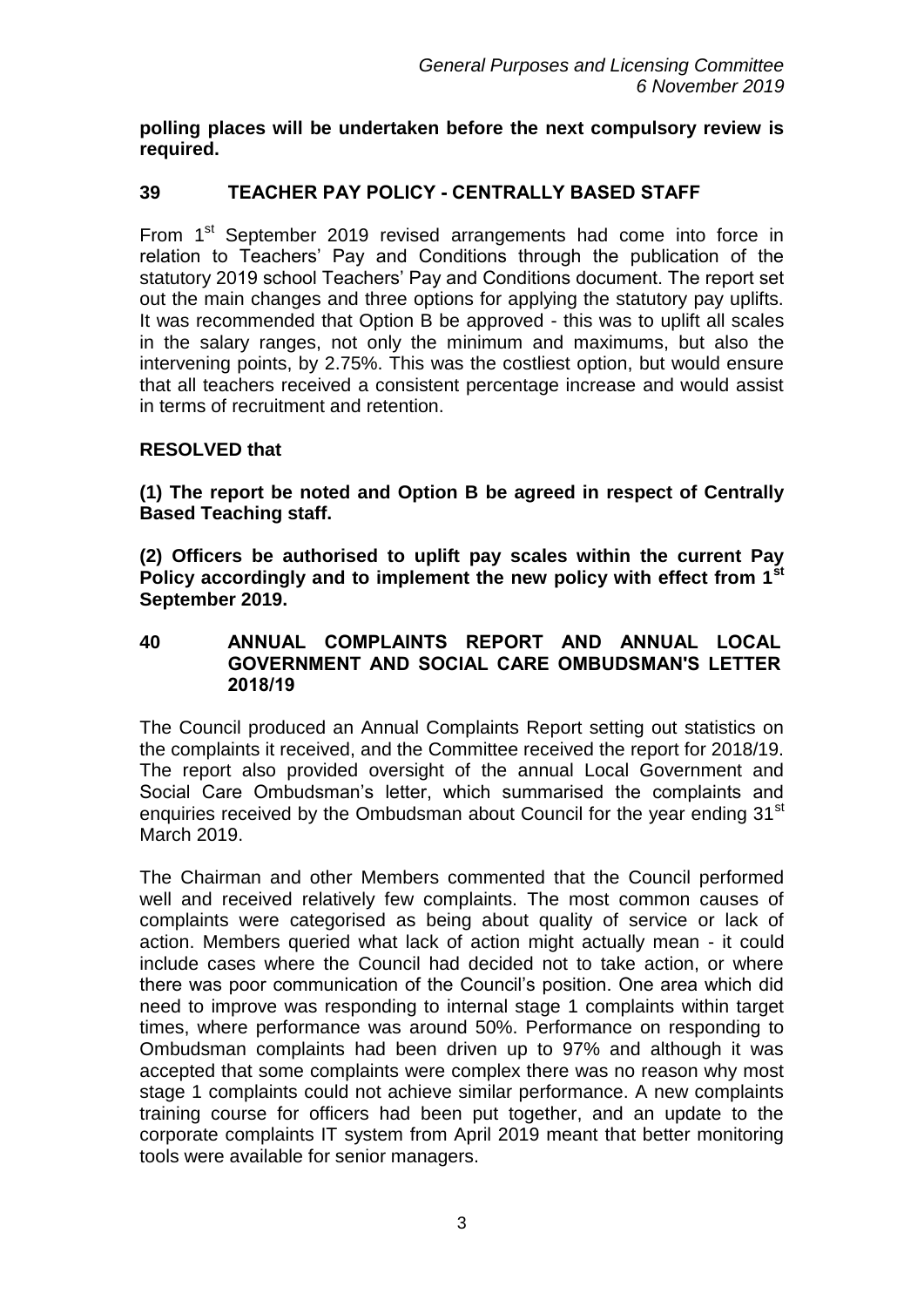**polling places will be undertaken before the next compulsory review is required.**

## 39 TEACHER PAY POLICY - CENTRALLY BASED STAFF

From 1st September 2019 revised arrangements had come into force in relation to Teachers' Pay and Conditions through the publication of the statutory 2019 school Teachers' Pay and Conditions document. The report set out the main changes and three options for applying the statutory pay uplifts. It was recommended that Option B be approved - this was to uplift all scales in the salary ranges, not only the minimum and maximums, but also the intervening points, by 2.75%. This was the costliest option, but would ensure that all teachers received a consistent percentage increase and would assist in terms of recruitment and retention.

**RESOLVED that**

**(1) The report be noted and Option B be agreed in respect of Centrally Based Teaching staff.**

**(2) Officers be authorised to uplift pay scales within the current Pay Policy accordingly and to implement the new policy with effect from 1st September 2019.**

## 40 ANNUAL COMPLAINTS REPORT AND ANNUAL LOCAL GOVERNMENT AND SOCIAL CARE OMBUDSMAN'S LETTER 2018/19

The Council produced an Annual Complaints Report setting out statistics on the complaints it received, and the Committee received the report for 2018/19. The report also provided oversight of the annual Local Government and Social Care Ombudsman's letter, which summarised the complaints and enquiries received by the Ombudsman about Council for the year ending 31st March 2019.

The Chairman and other Members commented that the Council performed well and received relatively few complaints. The most common causes of complaints were categorised as being about quality of service or lack of action. Members queried what lack of action might actually mean - it could include cases where the Council had decided not to take action, or where there was poor communication of the Council's position. One area which did need to improve was responding to internal stage 1 complaints within target times, where performance was around 50%. Performance on responding to Ombudsman complaints had been driven up to 97% and although it was accepted that some complaints were complex there was no reason why most stage 1 complaints could not achieve similar performance. A new complaints training course for officers had been put together, and an update to the corporate complaints IT system from April 2019 meant that better monitoring tools were available for senior managers.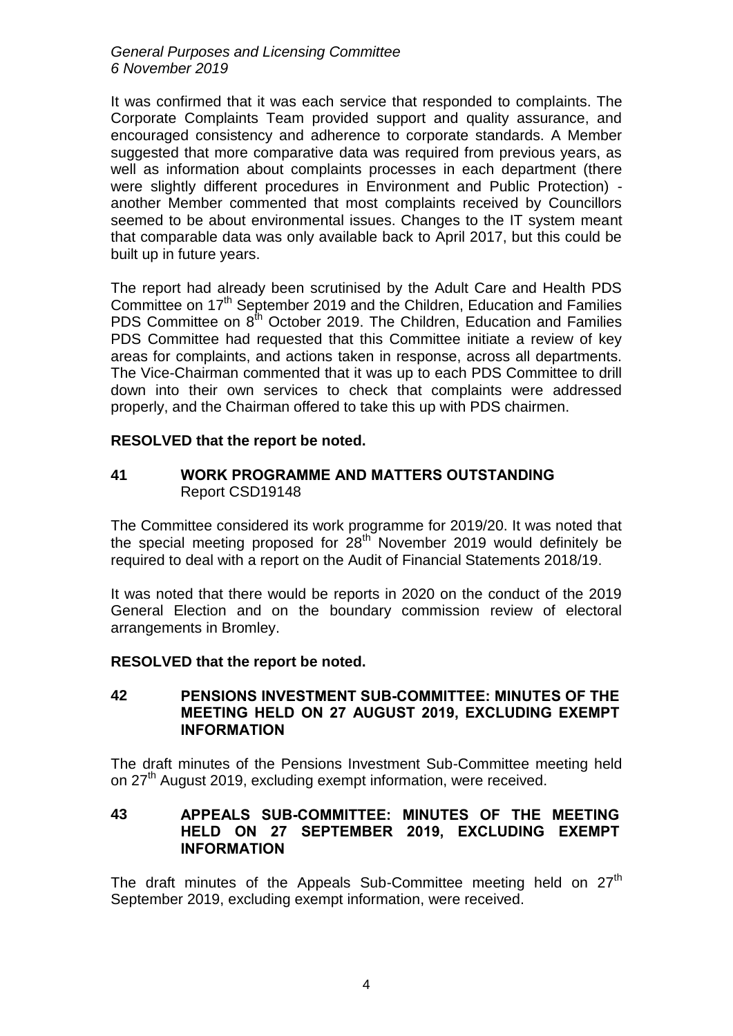It was confirmed that it was each service that responded to complaints. The Corporate Complaints Team provided support and quality assurance, and encouraged consistency and adherence to corporate standards. A Member suggested that more comparative data was required from previous years, as well as information about complaints processes in each department (there were slightly different procedures in Environment and Public Protection) - another Member commented that most complaints received by Councillors seemed to be about environmental issues. Changes to the IT system meant that comparable data was only available back to April 2017, but this could be built up in future years.

The report had already been scrutinised by the Adult Care and Health PDS Committee on 17th September 2019 and the Children, Education and Families PDS Committee on 8th October 2019. The Children, Education and Families PDS Committee had requested that this Committee initiate a review of key areas for complaints, and actions taken in response, across all departments. The Vice-Chairman commented that it was up to each PDS Committee to drill down into their own services to check that complaints were addressed properly, and the Chairman offered to take this up with PDS chairmen.

**RESOLVED that the report be noted.**

## 41 WORK PROGRAMME AND MATTERS OUTSTANDING

Report CSD19148

The Committee considered its work programme for 2019/20. It was noted that the special meeting proposed for 28th November 2019 would definitely be required to deal with a report on the Audit of Financial Statements 2018/19.

It was noted that there would be reports in 2020 on the conduct of the 2019 General Election and on the boundary commission review of electoral arrangements in Bromley.

**RESOLVED that the report be noted.**

## 42 PENSIONS INVESTMENT SUB-COMMITTEE: MINUTES OF THE MEETING HELD ON 27 AUGUST 2019, EXCLUDING EXEMPT INFORMATION

The draft minutes of the Pensions Investment Sub-Committee meeting held on 27th August 2019, excluding exempt information, were received.

## 43 APPEALS SUB-COMMITTEE: MINUTES OF THE MEETING HELD ON 27 SEPTEMBER 2019, EXCLUDING EXEMPT INFORMATION

The draft minutes of the Appeals Sub-Committee meeting held on 27th September 2019, excluding exempt information, were received.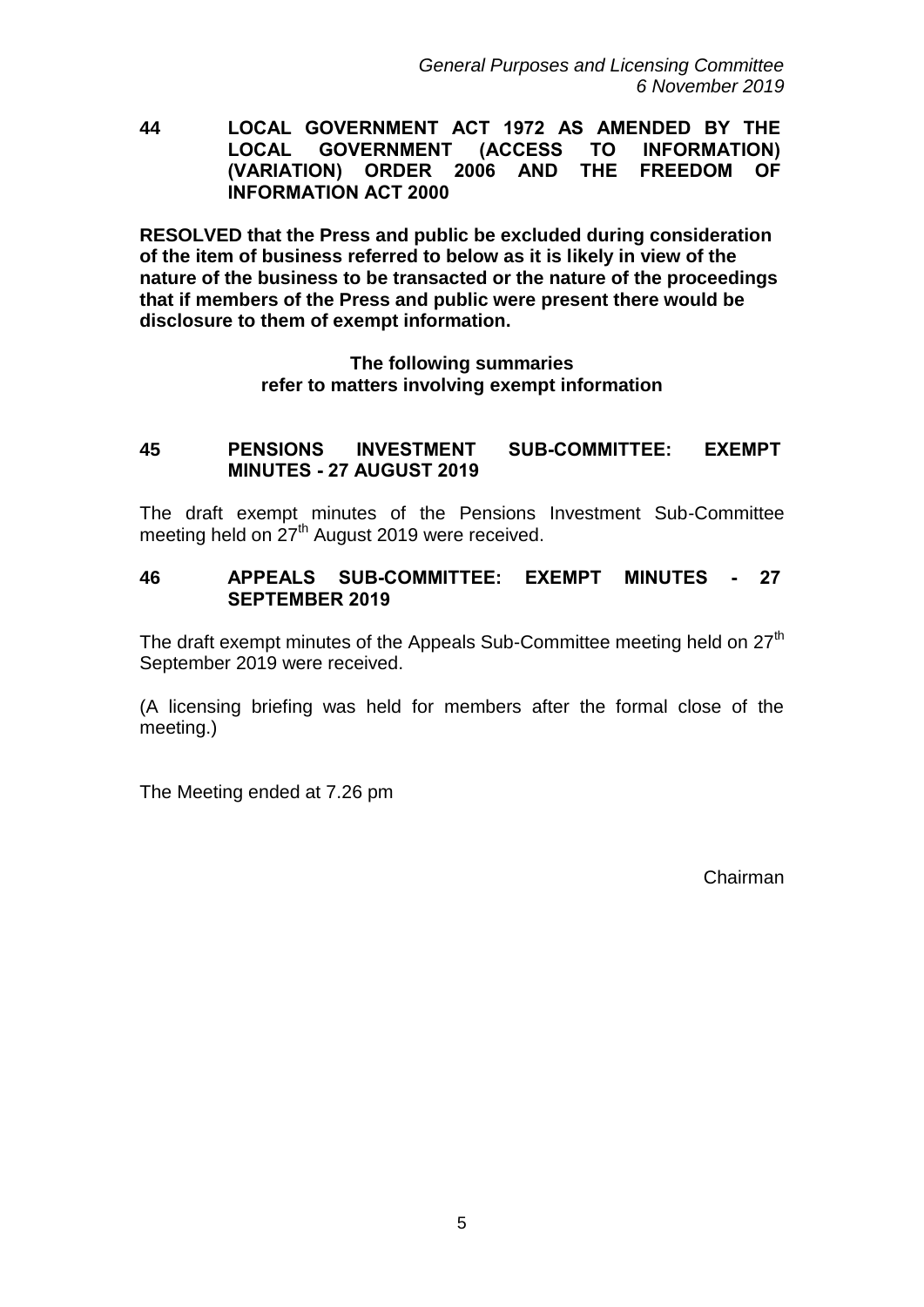## 44 LOCAL GOVERNMENT ACT 1972 AS AMENDED BY THE LOCAL GOVERNMENT (ACCESS TO INFORMATION) (VARIATION) ORDER 2006 AND THE FREEDOM OF INFORMATION ACT 2000

**RESOLVED that the Press and public be excluded during consideration of the item of business referred to below as it is likely in view of the nature of the business to be transacted or the nature of the proceedings that if members of the Press and public were present there would be disclosure to them of exempt information.**

**The following summaries refer to matters involving exempt information**

## 45 PENSIONS INVESTMENT SUB-COMMITTEE: EXEMPT MINUTES - 27 AUGUST 2019

The draft exempt minutes of the Pensions Investment Sub-Committee meeting held on 27th August 2019 were received.

## 46 APPEALS SUB-COMMITTEE: EXEMPT MINUTES - 27 SEPTEMBER 2019

The draft exempt minutes of the Appeals Sub-Committee meeting held on 27th September 2019 were received.

(A licensing briefing was held for members after the formal close of the meeting.)

The Meeting ended at 7.26 pm

Chairman